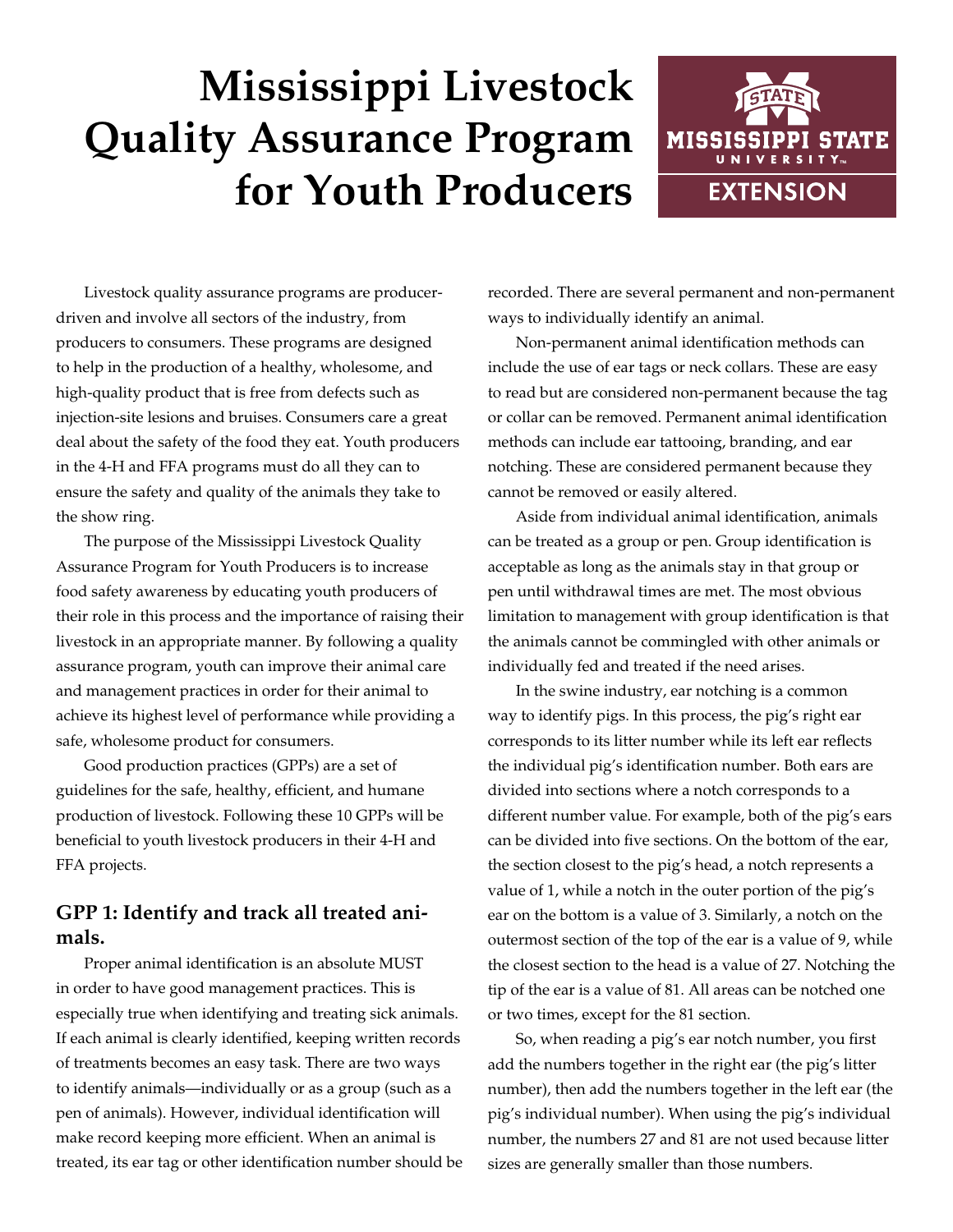# Mississippi Livestock Quality Assurance Program for Youth Producers

Livestock quality assurance programs are producer-driven and involve all sectors of the industry, from producers to consumers. These programs are designed to help in the production of a healthy, wholesome, and high-quality product that is free from defects such as injection-site lesions and bruises. Consumers care a great deal about the safety of the food they eat. Youth producers in the 4-H and FFA programs must do all they can to ensure the safety and quality of the animals they take to the show ring.

The purpose of the Mississippi Livestock Quality Assurance Program for Youth Producers is to increase food safety awareness by educating youth producers of their role in this process and the importance of raising their livestock in an appropriate manner. By following a quality assurance program, youth can improve their animal care and management practices in order for their animal to achieve its highest level of performance while providing a safe, wholesome product for consumers.

Good production practices (GPPs) are a set of guidelines for the safe, healthy, efficient, and humane production of livestock. Following these 10 GPPs will be beneficial to youth livestock producers in their 4-H and FFA projects.

## GPP 1: Identify and track all treated animals.

Proper animal identification is an absolute MUST in order to have good management practices. This is especially true when identifying and treating sick animals. If each animal is clearly identified, keeping written records of treatments becomes an easy task. There are two ways to identify animals—individually or as a group (such as a pen of animals). However, individual identification will make record keeping more efficient. When an animal is treated, its ear tag or other identification number should be recorded. There are several permanent and non-permanent ways to individually identify an animal.

Non-permanent animal identification methods can include the use of ear tags or neck collars. These are easy to read but are considered non-permanent because the tag or collar can be removed. Permanent animal identification methods can include ear tattooing, branding, and ear notching. These are considered permanent because they cannot be removed or easily altered.

Aside from individual animal identification, animals can be treated as a group or pen. Group identification is acceptable as long as the animals stay in that group or pen until withdrawal times are met. The most obvious limitation to management with group identification is that the animals cannot be commingled with other animals or individually fed and treated if the need arises.

In the swine industry, ear notching is a common way to identify pigs. In this process, the pig's right ear corresponds to its litter number while its left ear reflects the individual pig's identification number. Both ears are divided into sections where a notch corresponds to a different number value. For example, both of the pig's ears can be divided into five sections. On the bottom of the ear, the section closest to the pig's head, a notch represents a value of 1, while a notch in the outer portion of the pig's ear on the bottom is a value of 3. Similarly, a notch on the outermost section of the top of the ear is a value of 9, while the closest section to the head is a value of 27. Notching the tip of the ear is a value of 81. All areas can be notched one or two times, except for the 81 section.

So, when reading a pig's ear notch number, you first add the numbers together in the right ear (the pig's litter number), then add the numbers together in the left ear (the pig's individual number). When using the pig's individual number, the numbers 27 and 81 are not used because litter sizes are generally smaller than those numbers.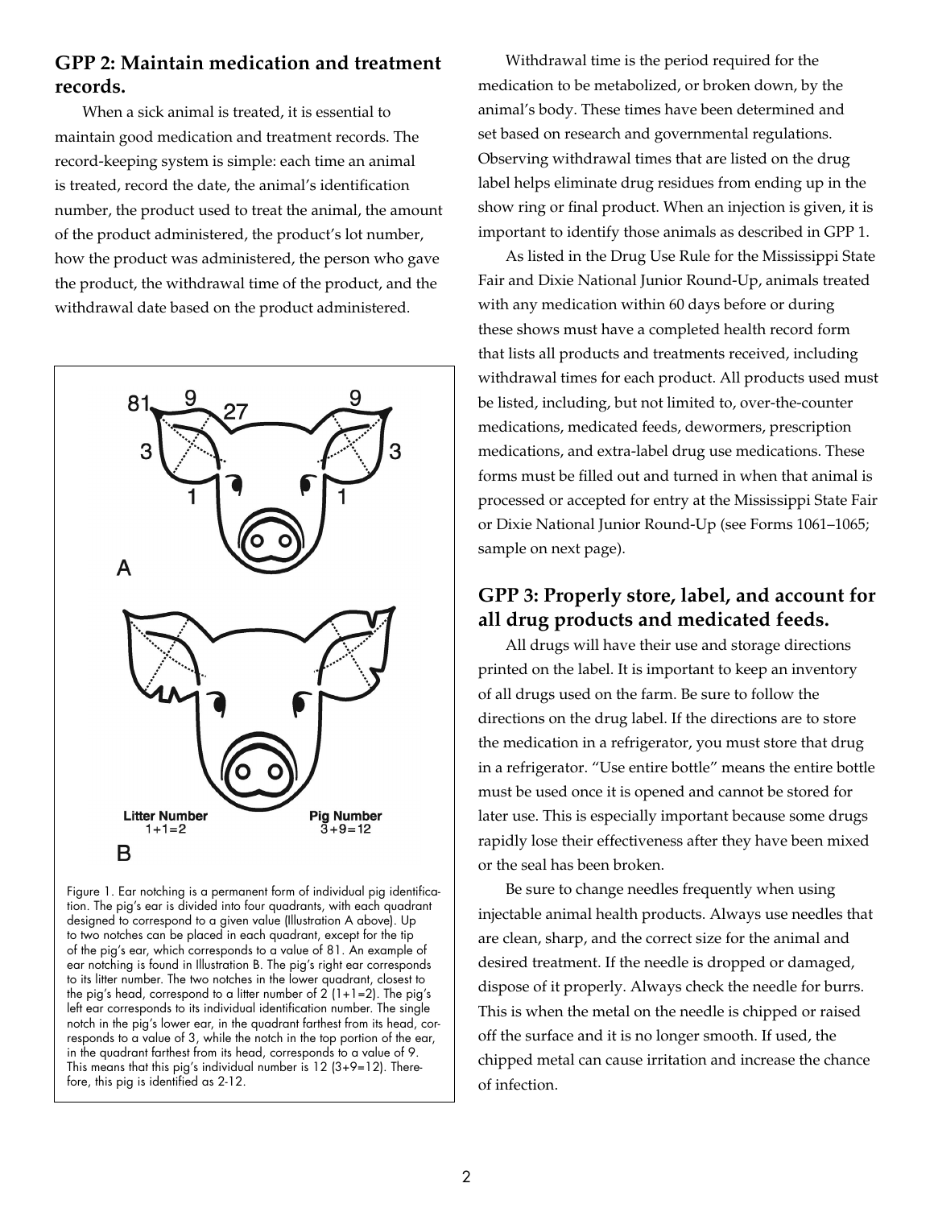## GPP 2: Maintain medication and treatment records.

When a sick animal is treated, it is essential to maintain good medication and treatment records. The record-keeping system is simple: each time an animal is treated, record the date, the animal's identification number, the product used to treat the animal, the amount of the product administered, the product's lot number, how the product was administered, the person who gave the product, the withdrawal time of the product, and the withdrawal date based on the product administered.

Figure 1. Ear notching is a permanent form of individual pig identification. The pig's ear is divided into four quadrants, with each quadrant designed to correspond to a given value (Illustration A above). Up to two notches can be placed in each quadrant, except for the tip of the pig's ear, which corresponds to a value of 81. An example of ear notching is found in Illustration B. The pig's right ear corresponds to its litter number. The two notches in the lower quadrant, closest to the pig's head, correspond to a litter number of 2 (1+1=2). The pig's left ear corresponds to its individual identification number. The single notch in the pig's lower ear, in the quadrant farthest from its head, corresponds to a value of 3, while the notch in the top portion of the ear, in the quadrant farthest from its head, corresponds to a value of 9. This means that this pig's individual number is 12 (3+9=12). Therefore, this pig is identified as 2-12.

Withdrawal time is the period required for the medication to be metabolized, or broken down, by the animal's body. These times have been determined and set based on research and governmental regulations. Observing withdrawal times that are listed on the drug label helps eliminate drug residues from ending up in the show ring or final product. When an injection is given, it is important to identify those animals as described in GPP 1.

As listed in the Drug Use Rule for the Mississippi State Fair and Dixie National Junior Round-Up, animals treated with any medication within 60 days before or during these shows must have a completed health record form that lists all products and treatments received, including withdrawal times for each product. All products used must be listed, including, but not limited to, over-the-counter medications, medicated feeds, dewormers, prescription medications, and extra-label drug use medications. These forms must be filled out and turned in when that animal is processed or accepted for entry at the Mississippi State Fair or Dixie National Junior Round-Up (see Forms 1061–1065; sample on next page).

## GPP 3: Properly store, label, and account for all drug products and medicated feeds.

All drugs will have their use and storage directions printed on the label. It is important to keep an inventory of all drugs used on the farm. Be sure to follow the directions on the drug label. If the directions are to store the medication in a refrigerator, you must store that drug in a refrigerator. "Use entire bottle" means the entire bottle must be used once it is opened and cannot be stored for later use. This is especially important because some drugs rapidly lose their effectiveness after they have been mixed or the seal has been broken.

Be sure to change needles frequently when using injectable animal health products. Always use needles that are clean, sharp, and the correct size for the animal and desired treatment. If the needle is dropped or damaged, dispose of it properly. Always check the needle for burrs. This is when the metal on the needle is chipped or raised off the surface and it is no longer smooth. If used, the chipped metal can cause irritation and increase the chance of infection.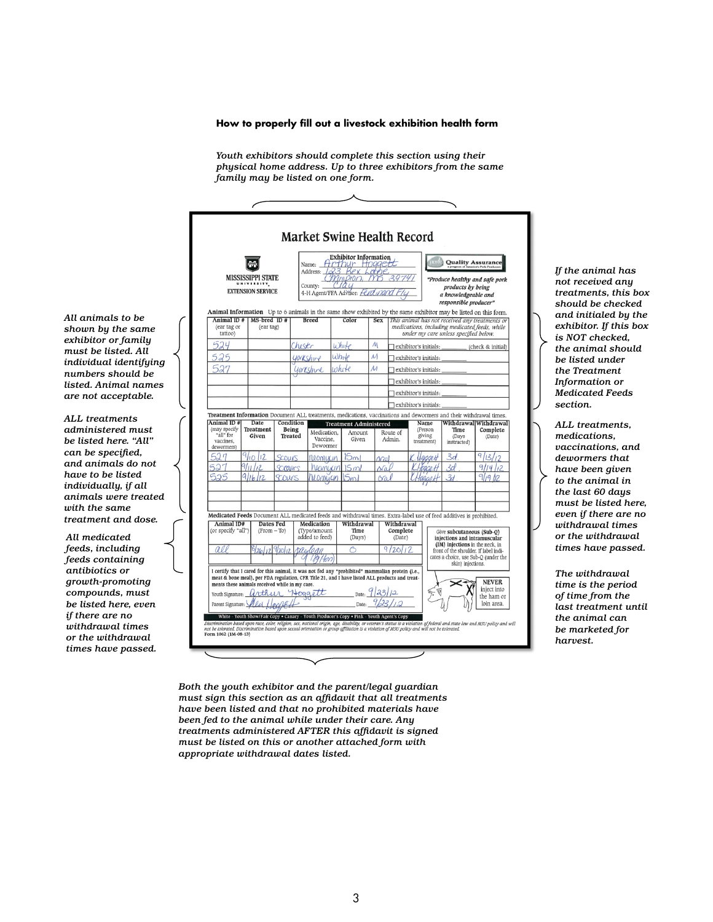**How to properly fill out a livestock exhibition health form**

*Youth exhibitors should complete this section using their physical home address. Up to three exhibitors from the same family may be listed on one form.*

# Market Swine Health Record

MISSISSIPPI STATE UNIVERSITY EXTENSION SERVICE

**Exhibitor Information**

Name: Arthur Hoggett
Address: 123 Rex Lane, Champion, MS 39741
County: Clay
4-H Agent/FFA Advisor: Ferdinand Fly

Quality Assurance — a program of America's Pork Producers

*"Produce healthy and safe pork products by being a knowledgeable and responsible producer"*

*If the animal has not received any treatments, this box should be checked and initialed by the exhibitor. If this box is NOT checked, the animal should be listed under the Treatment Information or Medicated Feeds section.*

*All animals to be shown by the same exhibitor or family must be listed. All individual identifying numbers should be listed. Animal names are not acceptable.*

**Animal Information** Up to 6 animals in the same show exhibited by the same exhibitor may be listed on this form.

| Animal ID # (ear tag or tattoo) | MS-bred ID # (ear tag) | Breed | Color | Sex | *This animal has not received any treatments or medications, including medicated feeds, while under my care unless specified below.* |
|---|---|---|---|---|---|
| 524 | | Chester | White | M | ☐ exhibitor's initials: ________ (check & initial) |
| 525 | | Yorkshire | White | M | ☐ exhibitor's initials: ________ |
| 527 | | Yorkshire | White | M | ☐ exhibitor's initials: ________ |
| | | | | | ☐ exhibitor's initials: ________ |
| | | | | | ☐ exhibitor's initials: ________ |
| | | | | | ☐ exhibitor's initials: ________ |

*ALL treatments administered must be listed here. "All" can be specified, and animals do not have to be listed individually, if all animals were treated with the same treatment and dose.*

*ALL treatments, medications, vaccinations, and dewormers that have been given to the animal in the last 60 days must be listed here, even if there are no withdrawal times or the withdrawal times have passed.*

**Treatment Information** Document ALL treatments, medications, vaccinations and dewormers and their withdrawal times.

| Animal ID # (may specify "all" for vaccines, dewormers) | Date Treatment Given | Condition Being Treated | Treatment Administered: Medication, Vaccine, Dewormer | Amount Given | Route of Admin. | Name (Person giving treatment) | Withdrawal Time (Days instructed) | Withdrawal Complete (Date) |
|---|---|---|---|---|---|---|---|---|
| 527 | 9/10/12 | Scours | neomycin | 15ml | oral | K Hoggett | 3d | 9/13/12 |
| 527 | 9/11/12 | Scours | neomycin | 15 ml | oral | K Hoggett | 3d | 9/14/12 |
| 525 | 9/16/12 | Scours | neomycin | 15ml | oral | K Hoggett | 3d | 9/19/12 |
| | | | | | | | | |
| | | | | | | | | |
| | | | | | | | | |

*All medicated feeds, including feeds containing antibiotics or growth-promoting compounds, must be listed here, even if there are no withdrawal times or the withdrawal times have passed.*

**Medicated Feeds** Document ALL medicated feeds and withdrawal times. Extra-label use of feed additives is prohibited.

| Animal ID# (or specify "all") | Dates Fed (From – To) | Medication (Type/amount added to feed) | Withdrawal Time (Days) | Withdrawal Complete (Date) |
|---|---|---|---|---|
| all | 8/26/12 – 9/20/12 | Paylean 9 g/ton | 0 | 9/20/12 |

Give **subcutaneous (Sub-Q) injections and intramuscular (IM) injections** in the neck, in front of the shoulder. If label indicates a choice, use Sub-Q (under the skin) injections.

**NEVER** inject into the ham or loin area.

*The withdrawal time is the period of time from the last treatment until the animal can be marketed for harvest.*

I certify that I cared for this animal, it was not fed any "prohibited" mammalian protein (i.e., meat & bone meal), per FDA regulation, CFR Title 21, and I have listed ALL products and treatments these animals received while in my care.

Youth Signature: Arthur Hoggett Date: 9/23/12
Parent Signature: Alex Hoggett Date: 9/23/12

White - Youth Show/Fair Copy • Canary - Youth Producer's Copy • Pink - Youth Agent's Copy

Discrimination based upon race, color, religion, sex, national origin, age, disability, or veteran's status is a violation of federal and state law and MSU policy and will not be tolerated. Discrimination based upon sexual orientation or group affiliation is a violation of MSU policy and will not be tolerated.
Form 1062 (1M-08-13)

*Both the youth exhibitor and the parent/legal guardian must sign this section as an affidavit that all treatments have been listed and that no prohibited materials have been fed to the animal while under their care. Any treatments administered AFTER this affidavit is signed must be listed on this or another attached form with appropriate withdrawal dates listed.*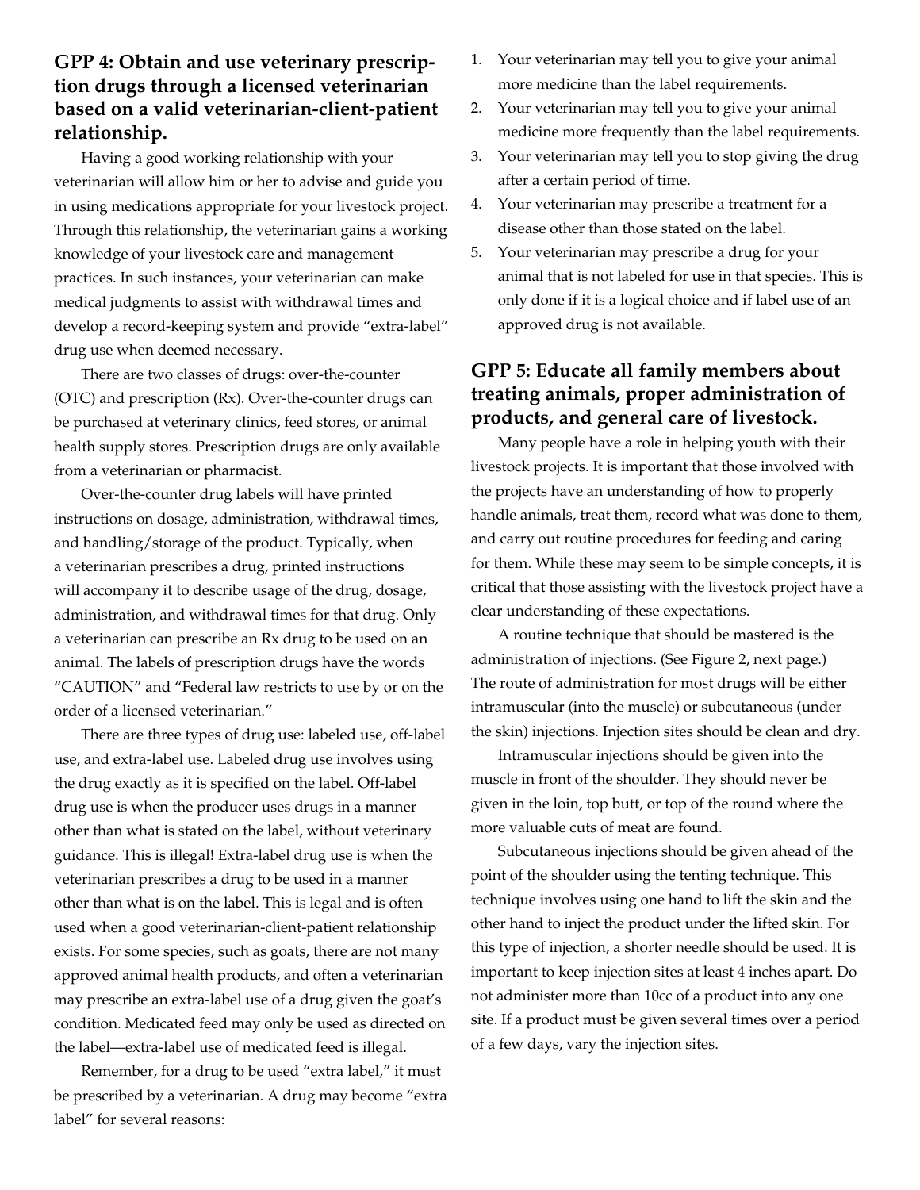### GPP 4: Obtain and use veterinary prescription drugs through a licensed veterinarian based on a valid veterinarian-client-patient relationship.

Having a good working relationship with your veterinarian will allow him or her to advise and guide you in using medications appropriate for your livestock project. Through this relationship, the veterinarian gains a working knowledge of your livestock care and management practices. In such instances, your veterinarian can make medical judgments to assist with withdrawal times and develop a record-keeping system and provide "extra-label" drug use when deemed necessary.

There are two classes of drugs: over-the-counter (OTC) and prescription (Rx). Over-the-counter drugs can be purchased at veterinary clinics, feed stores, or animal health supply stores. Prescription drugs are only available from a veterinarian or pharmacist.

Over-the-counter drug labels will have printed instructions on dosage, administration, withdrawal times, and handling/storage of the product. Typically, when a veterinarian prescribes a drug, printed instructions will accompany it to describe usage of the drug, dosage, administration, and withdrawal times for that drug. Only a veterinarian can prescribe an Rx drug to be used on an animal. The labels of prescription drugs have the words "CAUTION" and "Federal law restricts to use by or on the order of a licensed veterinarian."

There are three types of drug use: labeled use, off-label use, and extra-label use. Labeled drug use involves using the drug exactly as it is specified on the label. Off-label drug use is when the producer uses drugs in a manner other than what is stated on the label, without veterinary guidance. This is illegal! Extra-label drug use is when the veterinarian prescribes a drug to be used in a manner other than what is on the label. This is legal and is often used when a good veterinarian-client-patient relationship exists. For some species, such as goats, there are not many approved animal health products, and often a veterinarian may prescribe an extra-label use of a drug given the goat's condition. Medicated feed may only be used as directed on the label—extra-label use of medicated feed is illegal.

Remember, for a drug to be used "extra label," it must be prescribed by a veterinarian. A drug may become "extra label" for several reasons:

1. Your veterinarian may tell you to give your animal more medicine than the label requirements.
2. Your veterinarian may tell you to give your animal medicine more frequently than the label requirements.
3. Your veterinarian may tell you to stop giving the drug after a certain period of time.
4. Your veterinarian may prescribe a treatment for a disease other than those stated on the label.
5. Your veterinarian may prescribe a drug for your animal that is not labeled for use in that species. This is only done if it is a logical choice and if label use of an approved drug is not available.

### GPP 5: Educate all family members about treating animals, proper administration of products, and general care of livestock.

Many people have a role in helping youth with their livestock projects. It is important that those involved with the projects have an understanding of how to properly handle animals, treat them, record what was done to them, and carry out routine procedures for feeding and caring for them. While these may seem to be simple concepts, it is critical that those assisting with the livestock project have a clear understanding of these expectations.

A routine technique that should be mastered is the administration of injections. (See Figure 2, next page.) The route of administration for most drugs will be either intramuscular (into the muscle) or subcutaneous (under the skin) injections. Injection sites should be clean and dry.

Intramuscular injections should be given into the muscle in front of the shoulder. They should never be given in the loin, top butt, or top of the round where the more valuable cuts of meat are found.

Subcutaneous injections should be given ahead of the point of the shoulder using the tenting technique. This technique involves using one hand to lift the skin and the other hand to inject the product under the lifted skin. For this type of injection, a shorter needle should be used. It is important to keep injection sites at least 4 inches apart. Do not administer more than 10cc of a product into any one site. If a product must be given several times over a period of a few days, vary the injection sites.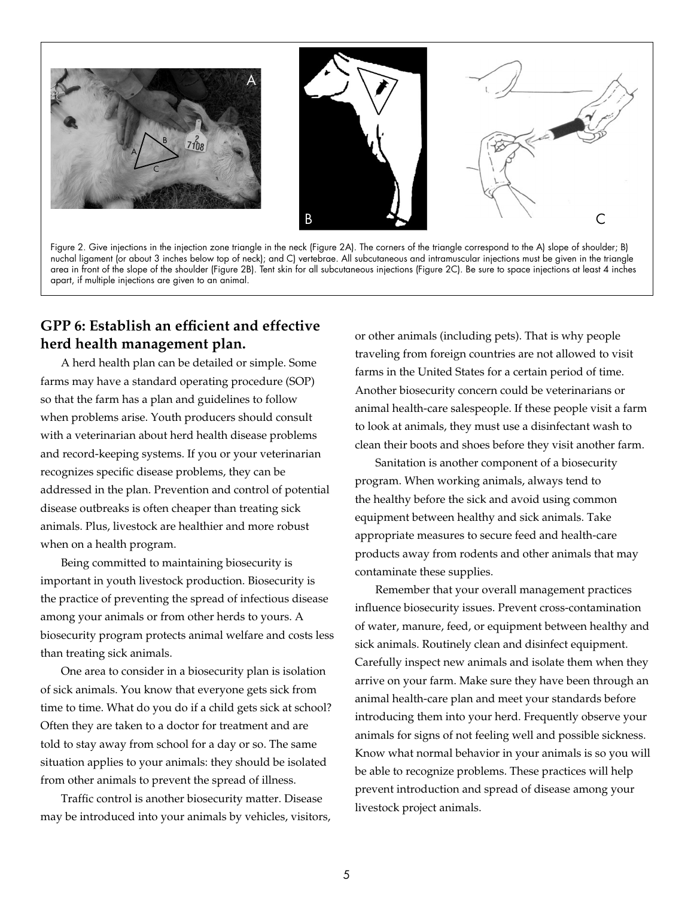Figure 2. Give injections in the injection zone triangle in the neck (Figure 2A). The corners of the triangle correspond to the A) slope of shoulder; B) nuchal ligament (or about 3 inches below top of neck); and C) vertebrae. All subcutaneous and intramuscular injections must be given in the triangle area in front of the slope of the shoulder (Figure 2B). Tent skin for all subcutaneous injections (Figure 2C). Be sure to space injections at least 4 inches apart, if multiple injections are given to an animal.

## GPP 6: Establish an efficient and effective herd health management plan.

A herd health plan can be detailed or simple. Some farms may have a standard operating procedure (SOP) so that the farm has a plan and guidelines to follow when problems arise. Youth producers should consult with a veterinarian about herd health disease problems and record-keeping systems. If you or your veterinarian recognizes specific disease problems, they can be addressed in the plan. Prevention and control of potential disease outbreaks is often cheaper than treating sick animals. Plus, livestock are healthier and more robust when on a health program.

Being committed to maintaining biosecurity is important in youth livestock production. Biosecurity is the practice of preventing the spread of infectious disease among your animals or from other herds to yours. A biosecurity program protects animal welfare and costs less than treating sick animals.

One area to consider in a biosecurity plan is isolation of sick animals. You know that everyone gets sick from time to time. What do you do if a child gets sick at school? Often they are taken to a doctor for treatment and are told to stay away from school for a day or so. The same situation applies to your animals: they should be isolated from other animals to prevent the spread of illness.

Traffic control is another biosecurity matter. Disease may be introduced into your animals by vehicles, visitors, or other animals (including pets). That is why people traveling from foreign countries are not allowed to visit farms in the United States for a certain period of time. Another biosecurity concern could be veterinarians or animal health-care salespeople. If these people visit a farm to look at animals, they must use a disinfectant wash to clean their boots and shoes before they visit another farm.

Sanitation is another component of a biosecurity program. When working animals, always tend to the healthy before the sick and avoid using common equipment between healthy and sick animals. Take appropriate measures to secure feed and health-care products away from rodents and other animals that may contaminate these supplies.

Remember that your overall management practices influence biosecurity issues. Prevent cross-contamination of water, manure, feed, or equipment between healthy and sick animals. Routinely clean and disinfect equipment. Carefully inspect new animals and isolate them when they arrive on your farm. Make sure they have been through an animal health-care plan and meet your standards before introducing them into your herd. Frequently observe your animals for signs of not feeling well and possible sickness. Know what normal behavior in your animals is so you will be able to recognize problems. These practices will help prevent introduction and spread of disease among your livestock project animals.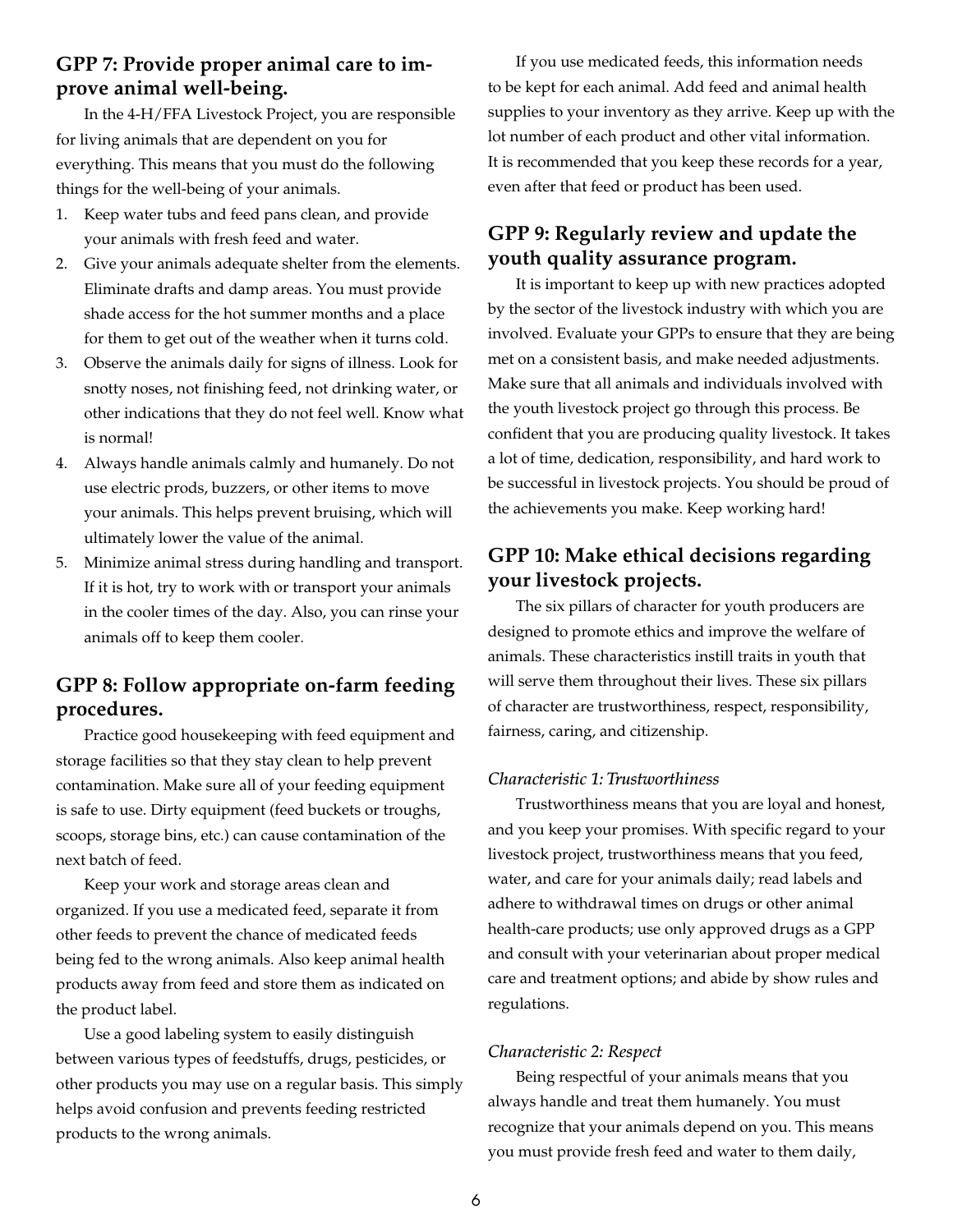## GPP 7: Provide proper animal care to improve animal well-being.

In the 4-H/FFA Livestock Project, you are responsible for living animals that are dependent on you for everything. This means that you must do the following things for the well-being of your animals.

1. Keep water tubs and feed pans clean, and provide your animals with fresh feed and water.
2. Give your animals adequate shelter from the elements. Eliminate drafts and damp areas. You must provide shade access for the hot summer months and a place for them to get out of the weather when it turns cold.
3. Observe the animals daily for signs of illness. Look for snotty noses, not finishing feed, not drinking water, or other indications that they do not feel well. Know what is normal!
4. Always handle animals calmly and humanely. Do not use electric prods, buzzers, or other items to move your animals. This helps prevent bruising, which will ultimately lower the value of the animal.
5. Minimize animal stress during handling and transport. If it is hot, try to work with or transport your animals in the cooler times of the day. Also, you can rinse your animals off to keep them cooler.

## GPP 8: Follow appropriate on-farm feeding procedures.

Practice good housekeeping with feed equipment and storage facilities so that they stay clean to help prevent contamination. Make sure all of your feeding equipment is safe to use. Dirty equipment (feed buckets or troughs, scoops, storage bins, etc.) can cause contamination of the next batch of feed.

Keep your work and storage areas clean and organized. If you use a medicated feed, separate it from other feeds to prevent the chance of medicated feeds being fed to the wrong animals. Also keep animal health products away from feed and store them as indicated on the product label.

Use a good labeling system to easily distinguish between various types of feedstuffs, drugs, pesticides, or other products you may use on a regular basis. This simply helps avoid confusion and prevents feeding restricted products to the wrong animals.

If you use medicated feeds, this information needs to be kept for each animal. Add feed and animal health supplies to your inventory as they arrive. Keep up with the lot number of each product and other vital information. It is recommended that you keep these records for a year, even after that feed or product has been used.

## GPP 9: Regularly review and update the youth quality assurance program.

It is important to keep up with new practices adopted by the sector of the livestock industry with which you are involved. Evaluate your GPPs to ensure that they are being met on a consistent basis, and make needed adjustments. Make sure that all animals and individuals involved with the youth livestock project go through this process. Be confident that you are producing quality livestock. It takes a lot of time, dedication, responsibility, and hard work to be successful in livestock projects. You should be proud of the achievements you make. Keep working hard!

## GPP 10: Make ethical decisions regarding your livestock projects.

The six pillars of character for youth producers are designed to promote ethics and improve the welfare of animals. These characteristics instill traits in youth that will serve them throughout their lives. These six pillars of character are trustworthiness, respect, responsibility, fairness, caring, and citizenship.

*Characteristic 1: Trustworthiness*

Trustworthiness means that you are loyal and honest, and you keep your promises. With specific regard to your livestock project, trustworthiness means that you feed, water, and care for your animals daily; read labels and adhere to withdrawal times on drugs or other animal health-care products; use only approved drugs as a GPP and consult with your veterinarian about proper medical care and treatment options; and abide by show rules and regulations.

*Characteristic 2: Respect*

Being respectful of your animals means that you always handle and treat them humanely. You must recognize that your animals depend on you. This means you must provide fresh feed and water to them daily,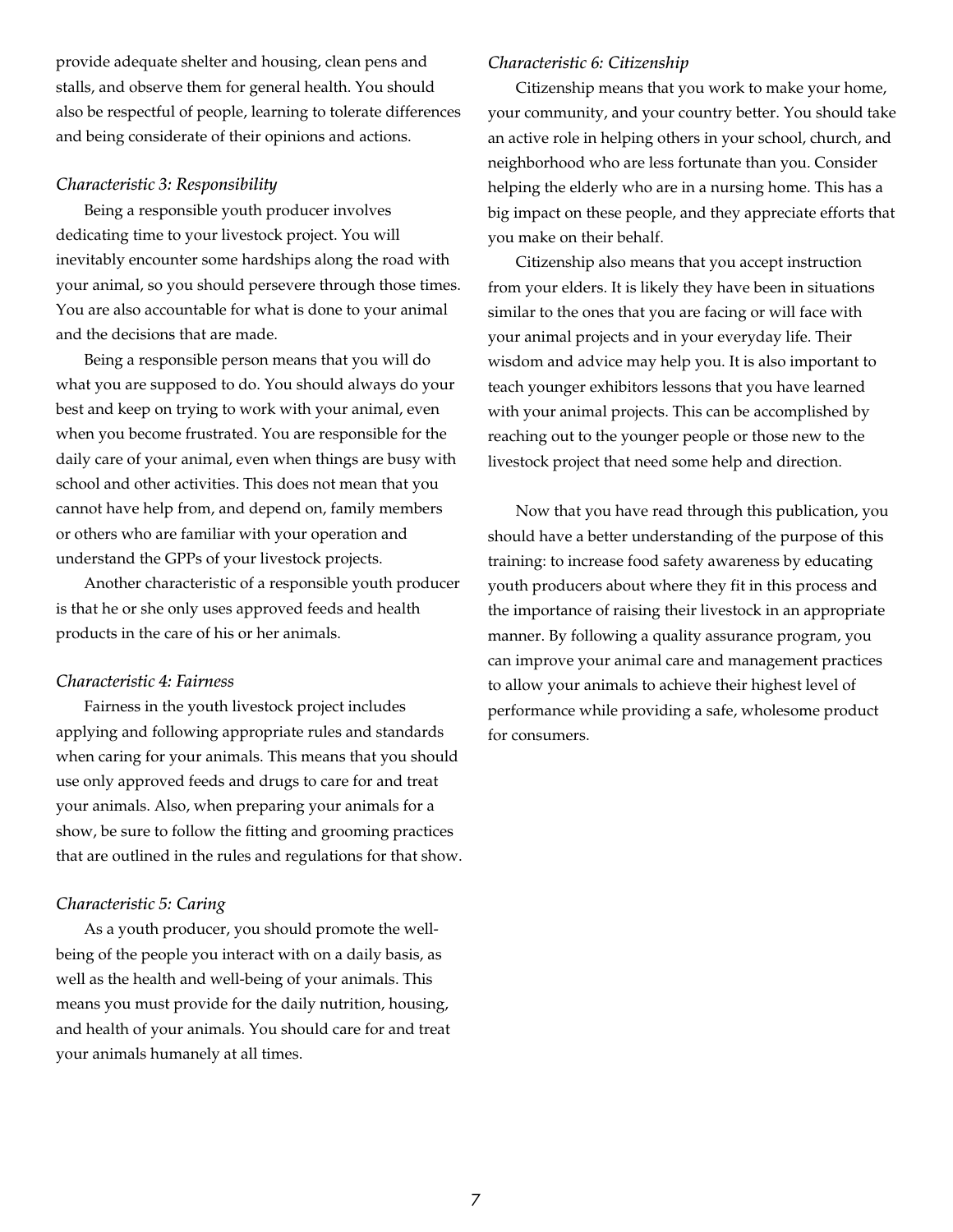provide adequate shelter and housing, clean pens and stalls, and observe them for general health. You should also be respectful of people, learning to tolerate differences and being considerate of their opinions and actions.

*Characteristic 3: Responsibility*

Being a responsible youth producer involves dedicating time to your livestock project. You will inevitably encounter some hardships along the road with your animal, so you should persevere through those times. You are also accountable for what is done to your animal and the decisions that are made.

Being a responsible person means that you will do what you are supposed to do. You should always do your best and keep on trying to work with your animal, even when you become frustrated. You are responsible for the daily care of your animal, even when things are busy with school and other activities. This does not mean that you cannot have help from, and depend on, family members or others who are familiar with your operation and understand the GPPs of your livestock projects.

Another characteristic of a responsible youth producer is that he or she only uses approved feeds and health products in the care of his or her animals.

*Characteristic 4: Fairness*

Fairness in the youth livestock project includes applying and following appropriate rules and standards when caring for your animals. This means that you should use only approved feeds and drugs to care for and treat your animals. Also, when preparing your animals for a show, be sure to follow the fitting and grooming practices that are outlined in the rules and regulations for that show.

*Characteristic 5: Caring*

As a youth producer, you should promote the well-being of the people you interact with on a daily basis, as well as the health and well-being of your animals. This means you must provide for the daily nutrition, housing, and health of your animals. You should care for and treat your animals humanely at all times.

*Characteristic 6: Citizenship*

Citizenship means that you work to make your home, your community, and your country better. You should take an active role in helping others in your school, church, and neighborhood who are less fortunate than you. Consider helping the elderly who are in a nursing home. This has a big impact on these people, and they appreciate efforts that you make on their behalf.

Citizenship also means that you accept instruction from your elders. It is likely they have been in situations similar to the ones that you are facing or will face with your animal projects and in your everyday life. Their wisdom and advice may help you. It is also important to teach younger exhibitors lessons that you have learned with your animal projects. This can be accomplished by reaching out to the younger people or those new to the livestock project that need some help and direction.

Now that you have read through this publication, you should have a better understanding of the purpose of this training: to increase food safety awareness by educating youth producers about where they fit in this process and the importance of raising their livestock in an appropriate manner. By following a quality assurance program, you can improve your animal care and management practices to allow your animals to achieve their highest level of performance while providing a safe, wholesome product for consumers.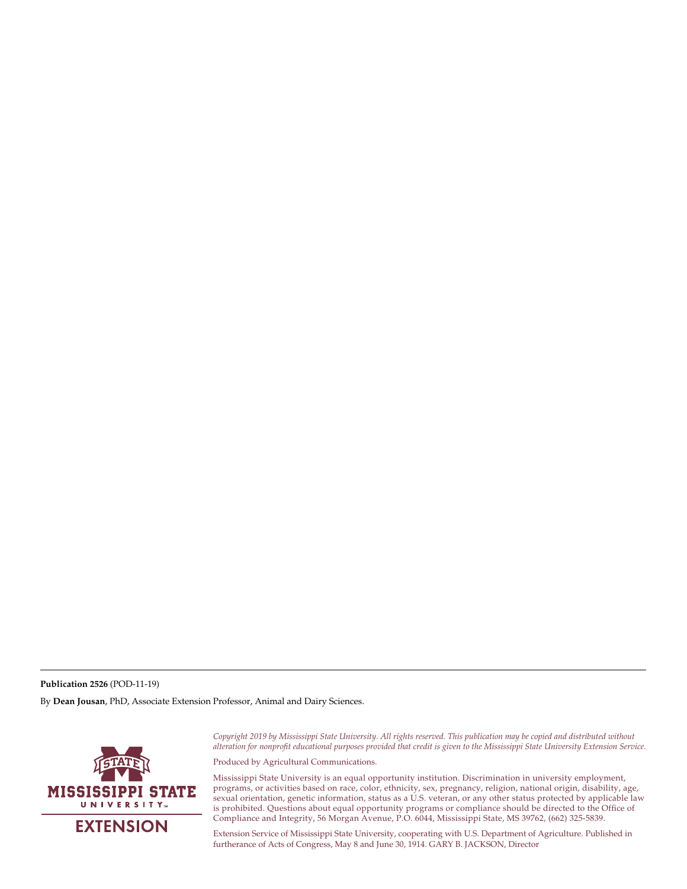**Publication 2526** (POD-11-19)

By **Dean Jousan**, PhD, Associate Extension Professor, Animal and Dairy Sciences.

MISSISSIPPI STATE UNIVERSITY™

EXTENSION

*Copyright 2019 by Mississippi State University. All rights reserved. This publication may be copied and distributed without alteration for nonprofit educational purposes provided that credit is given to the Mississippi State University Extension Service.*

Produced by Agricultural Communications.

Mississippi State University is an equal opportunity institution. Discrimination in university employment, programs, or activities based on race, color, ethnicity, sex, pregnancy, religion, national origin, disability, age, sexual orientation, genetic information, status as a U.S. veteran, or any other status protected by applicable law is prohibited. Questions about equal opportunity programs or compliance should be directed to the Office of Compliance and Integrity, 56 Morgan Avenue, P.O. 6044, Mississippi State, MS 39762, (662) 325-5839.

Extension Service of Mississippi State University, cooperating with U.S. Department of Agriculture. Published in furtherance of Acts of Congress, May 8 and June 30, 1914. GARY B. JACKSON, Director